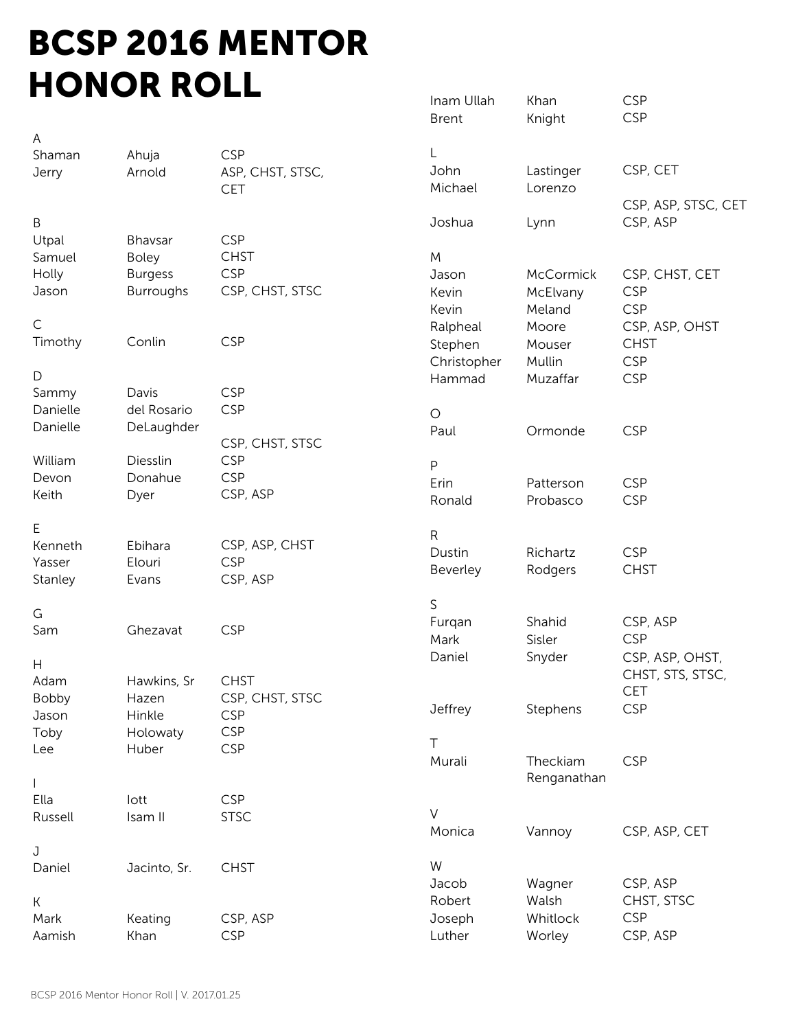# BCSP 2016 MENTOR HONOR ROLL

A

| | | |
|---|---|---|
| Shaman | Ahuja | CSP |
| Jerry | Arnold | ASP, CHST, STSC, CET |

B

| | | |
|---|---|---|
| Utpal | Bhavsar | CSP |
| Samuel | Boley | CHST |
| Holly | Burgess | CSP |
| Jason | Burroughs | CSP, CHST, STSC |

C

| | | |
|---|---|---|
| Timothy | Conlin | CSP |

D

| | | |
|---|---|---|
| Sammy | Davis | CSP |
| Danielle | del Rosario | CSP |
| Danielle | DeLaughder | CSP, CHST, STSC |
| William | Diesslin | CSP |
| Devon | Donahue | CSP |
| Keith | Dyer | CSP, ASP |

E

| | | |
|---|---|---|
| Kenneth | Ebihara | CSP, ASP, CHST |
| Yasser | Elouri | CSP |
| Stanley | Evans | CSP, ASP |

G

| | | |
|---|---|---|
| Sam | Ghezavat | CSP |

H

| | | |
|---|---|---|
| Adam | Hawkins, Sr | CHST |
| Bobby | Hazen | CSP, CHST, STSC |
| Jason | Hinkle | CSP |
| Toby | Holowaty | CSP |
| Lee | Huber | CSP |

I

| | | |
|---|---|---|
| Ella | Iott | CSP |
| Russell | Isam II | STSC |

J

| | | |
|---|---|---|
| Daniel | Jacinto, Sr. | CHST |

K

| | | |
|---|---|---|
| Mark | Keating | CSP, ASP |
| Aamish | Khan | CSP |
| Inam Ullah | Khan | CSP |
| Brent | Knight | CSP |

L

| | | |
|---|---|---|
| John | Lastinger | CSP, CET |
| Michael | Lorenzo | CSP, ASP, STSC, CET |
| Joshua | Lynn | CSP, ASP |

M

| | | |
|---|---|---|
| Jason | McCormick | CSP, CHST, CET |
| Kevin | McElvany | CSP |
| Kevin | Meland | CSP |
| Ralpheal | Moore | CSP, ASP, OHST |
| Stephen | Mouser | CHST |
| Christopher | Mullin | CSP |
| Hammad | Muzaffar | CSP |

O

| | | |
|---|---|---|
| Paul | Ormonde | CSP |

P

| | | |
|---|---|---|
| Erin | Patterson | CSP |
| Ronald | Probasco | CSP |

R

| | | |
|---|---|---|
| Dustin | Richartz | CSP |
| Beverley | Rodgers | CHST |

S

| | | |
|---|---|---|
| Furqan | Shahid | CSP, ASP |
| Mark | Sisler | CSP |
| Daniel | Snyder | CSP, ASP, OHST, CHST, STS, STSC, CET |
| Jeffrey | Stephens | CSP |

T

| | | |
|---|---|---|
| Murali | Theckiam Renganathan | CSP |

V

| | | |
|---|---|---|
| Monica | Vannoy | CSP, ASP, CET |

W

| | | |
|---|---|---|
| Jacob | Wagner | CSP, ASP |
| Robert | Walsh | CHST, STSC |
| Joseph | Whitlock | CSP |
| Luther | Worley | CSP, ASP |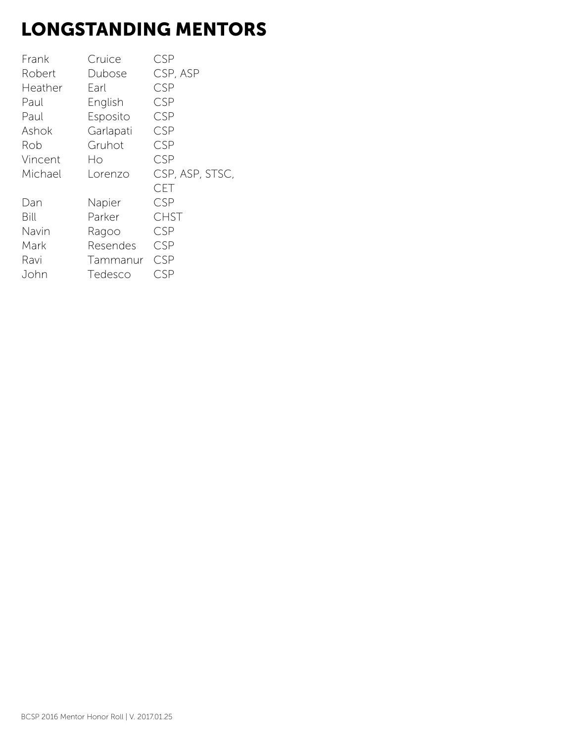# LONGSTANDING MENTORS

| | | |
|---|---|---|
| Frank | Cruice | CSP |
| Robert | Dubose | CSP, ASP |
| Heather | Earl | CSP |
| Paul | English | CSP |
| Paul | Esposito | CSP |
| Ashok | Garlapati | CSP |
| Rob | Gruhot | CSP |
| Vincent | Ho | CSP |
| Michael | Lorenzo | CSP, ASP, STSC, CET |
| Dan | Napier | CSP |
| Bill | Parker | CHST |
| Navin | Ragoo | CSP |
| Mark | Resendes | CSP |
| Ravi | Tammanur | CSP |
| John | Tedesco | CSP |